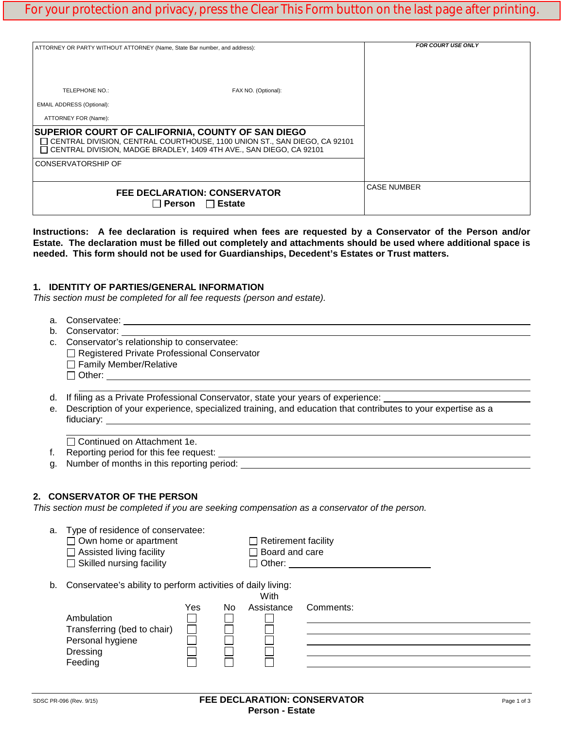For your protection and privacy, press the Clear This Form button on the last page after printing.

| ATTORNEY OR PARTY WITHOUT ATTORNEY (Name, State Bar number, and address): | FOR COURT USE ONLY |
| --- | --- |
| TELEPHONE NO.: FAX NO. (Optional): | |
| EMAIL ADDRESS (Optional): | |
| ATTORNEY FOR (Name): | |
| **SUPERIOR COURT OF CALIFORNIA, COUNTY OF SAN DIEGO** <br> ☐ CENTRAL DIVISION, CENTRAL COURTHOUSE, 1100 UNION ST., SAN DIEGO, CA 92101 <br> ☐ CENTRAL DIVISION, MADGE BRADLEY, 1409 4TH AVE., SAN DIEGO, CA 92101 | |
| CONSERVATORSHIP OF | |
| **FEE DECLARATION: CONSERVATOR** <br> ☐ **Person** ☐ **Estate** | CASE NUMBER |

**Instructions: A fee declaration is required when fees are requested by a Conservator of the Person and/or Estate. The declaration must be filled out completely and attachments should be used where additional space is needed. This form should not be used for Guardianships, Decedent's Estates or Trust matters.**

## 1. IDENTITY OF PARTIES/GENERAL INFORMATION

*This section must be completed for all fee requests (person and estate).*

a. Conservatee: ______________________________

b. Conservator: ______________________________

c. Conservator's relationship to conservatee:
- ☐ Registered Private Professional Conservator
- ☐ Family Member/Relative
- ☐ Other: ______________________________

d. If filing as a Private Professional Conservator, state your years of experience: ______________

e. Description of your experience, specialized training, and education that contributes to your expertise as a fiduciary: ______________________________

☐ Continued on Attachment 1e.

f. Reporting period for this fee request: ______________________________

g. Number of months in this reporting period: ______________________________

## 2. CONSERVATOR OF THE PERSON

*This section must be completed if you are seeking compensation as a conservator of the person.*

a. Type of residence of conservatee:
- ☐ Own home or apartment
- ☐ Assisted living facility
- ☐ Skilled nursing facility
- ☐ Retirement facility
- ☐ Board and care
- ☐ Other: ______________

b. Conservatee's ability to perform activities of daily living:

| | Yes | No | With Assistance | Comments: |
| --- | --- | --- | --- | --- |
| Ambulation | ☐ | ☐ | ☐ | |
| Transferring (bed to chair) | ☐ | ☐ | ☐ | |
| Personal hygiene | ☐ | ☐ | ☐ | |
| Dressing | ☐ | ☐ | ☐ | |
| Feeding | ☐ | ☐ | ☐ | |

SDSC PR-096 (Rev. 9/15) **FEE DECLARATION: CONSERVATOR Person - Estate**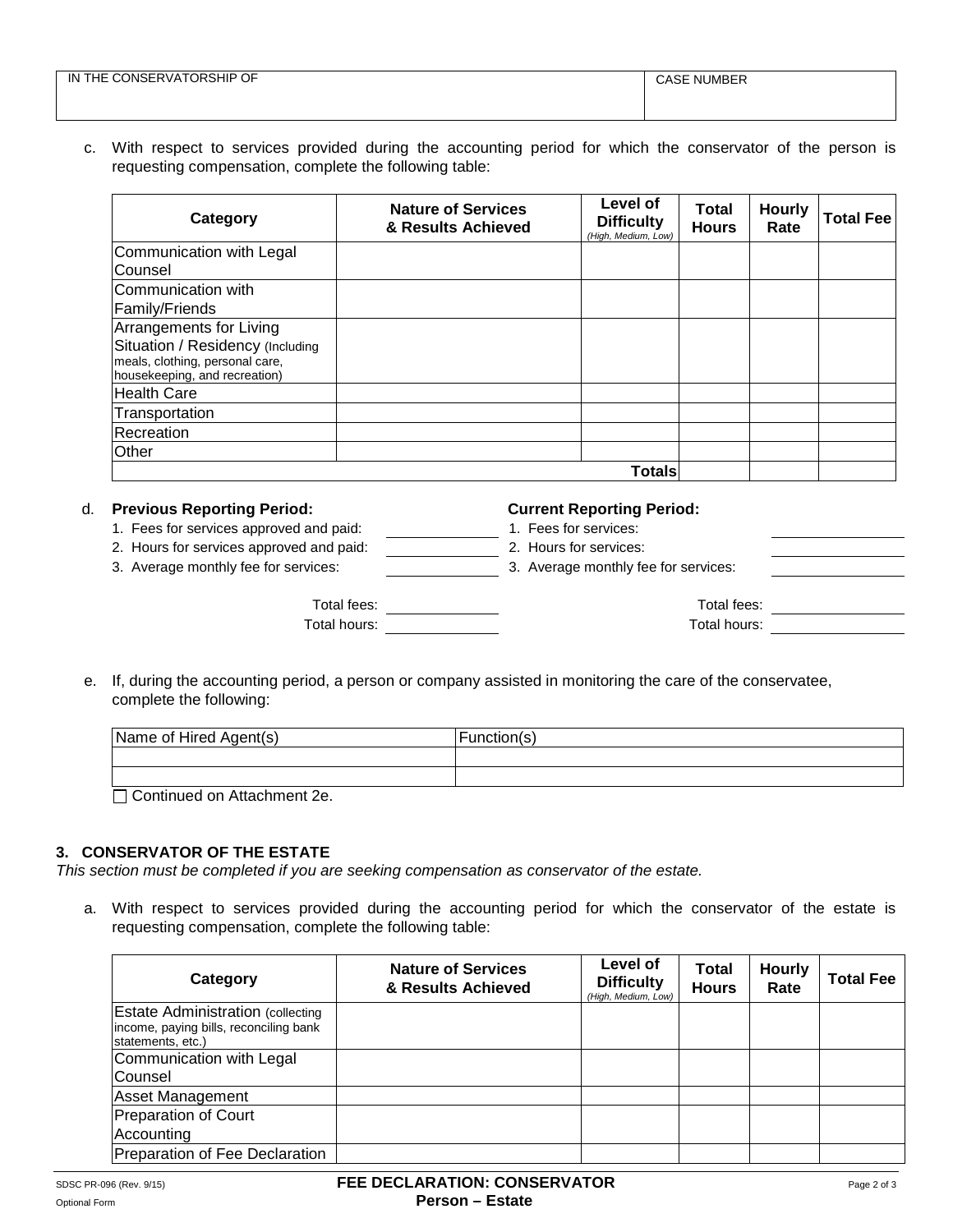| IN THE CONSERVATORSHIP OF | CASE NUMBER |
|---|---|
| | |

c. With respect to services provided during the accounting period for which the conservator of the person is requesting compensation, complete the following table:

| Category | Nature of Services & Results Achieved | Level of Difficulty *(High, Medium, Low)* | Total Hours | Hourly Rate | Total Fee |
|---|---|---|---|---|---|
| Communication with Legal Counsel | | | | | |
| Communication with Family/Friends | | | | | |
| Arrangements for Living Situation / Residency (Including meals, clothing, personal care, housekeeping, and recreation) | | | | | |
| Health Care | | | | | |
| Transportation | | | | | |
| Recreation | | | | | |
| Other | | | | | |
| | | **Totals** | | | |

d. **Previous Reporting Period:**

1. Fees for services approved and paid: \_\_\_\_\_\_\_\_\_\_
2. Hours for services approved and paid: \_\_\_\_\_\_\_\_\_\_
3. Average monthly fee for services: \_\_\_\_\_\_\_\_\_\_

Total fees: \_\_\_\_\_\_\_\_\_\_
Total hours: \_\_\_\_\_\_\_\_\_\_

**Current Reporting Period:**

1. Fees for services: \_\_\_\_\_\_\_\_\_\_
2. Hours for services: \_\_\_\_\_\_\_\_\_\_
3. Average monthly fee for services: \_\_\_\_\_\_\_\_\_\_

Total fees: \_\_\_\_\_\_\_\_\_\_
Total hours: \_\_\_\_\_\_\_\_\_\_

e. If, during the accounting period, a person or company assisted in monitoring the care of the conservatee, complete the following:

| Name of Hired Agent(s) | Function(s) |
|---|---|
| | |
| | |

☐ Continued on Attachment 2e.

### 3. CONSERVATOR OF THE ESTATE

*This section must be completed if you are seeking compensation as conservator of the estate.*

a. With respect to services provided during the accounting period for which the conservator of the estate is requesting compensation, complete the following table:

| Category | Nature of Services & Results Achieved | Level of Difficulty *(High, Medium, Low)* | Total Hours | Hourly Rate | Total Fee |
|---|---|---|---|---|---|
| Estate Administration (collecting income, paying bills, reconciling bank statements, etc.) | | | | | |
| Communication with Legal Counsel | | | | | |
| Asset Management | | | | | |
| Preparation of Court Accounting | | | | | |
| Preparation of Fee Declaration | | | | | |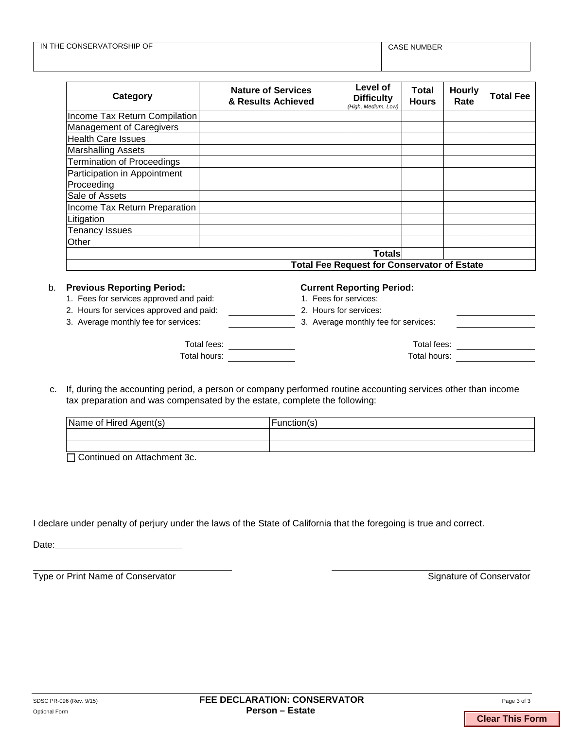| IN THE CONSERVATORSHIP OF | CASE NUMBER |
|---|---|
| | |

| Category | Nature of Services & Results Achieved | Level of Difficulty *(High, Medium, Low)* | Total Hours | Hourly Rate | Total Fee |
|---|---|---|---|---|---|
| Income Tax Return Compilation | | | | | |
| Management of Caregivers | | | | | |
| Health Care Issues | | | | | |
| Marshalling Assets | | | | | |
| Termination of Proceedings | | | | | |
| Participation in Appointment Proceeding | | | | | |
| Sale of Assets | | | | | |
| Income Tax Return Preparation | | | | | |
| Litigation | | | | | |
| Tenancy Issues | | | | | |
| Other | | | | | |
| | | **Totals** | | | |
| | | | | **Total Fee Request for Conservator of Estate** | |

b. **Previous Reporting Period:**

1. Fees for services approved and paid: ______________
2. Hours for services approved and paid: ______________
3. Average monthly fee for services: ______________

Total fees: ______________

Total hours: ______________

**Current Reporting Period:**

1. Fees for services: ______________
2. Hours for services: ______________
3. Average monthly fee for services: ______________

Total fees: ______________

Total hours: ______________

c. If, during the accounting period, a person or company performed routine accounting services other than income tax preparation and was compensated by the estate, complete the following:

| Name of Hired Agent(s) | Function(s) |
|---|---|
| | |
| | |

☐ Continued on Attachment 3c.

I declare under penalty of perjury under the laws of the State of California that the foregoing is true and correct.

Date: ______________________

______________________________ Type or Print Name of Conservator

______________________________ Signature of Conservator

SDSC PR-096 (Rev. 9/15)
Optional Form

**FEE DECLARATION: CONSERVATOR**
**Person – Estate**

Clear This Form